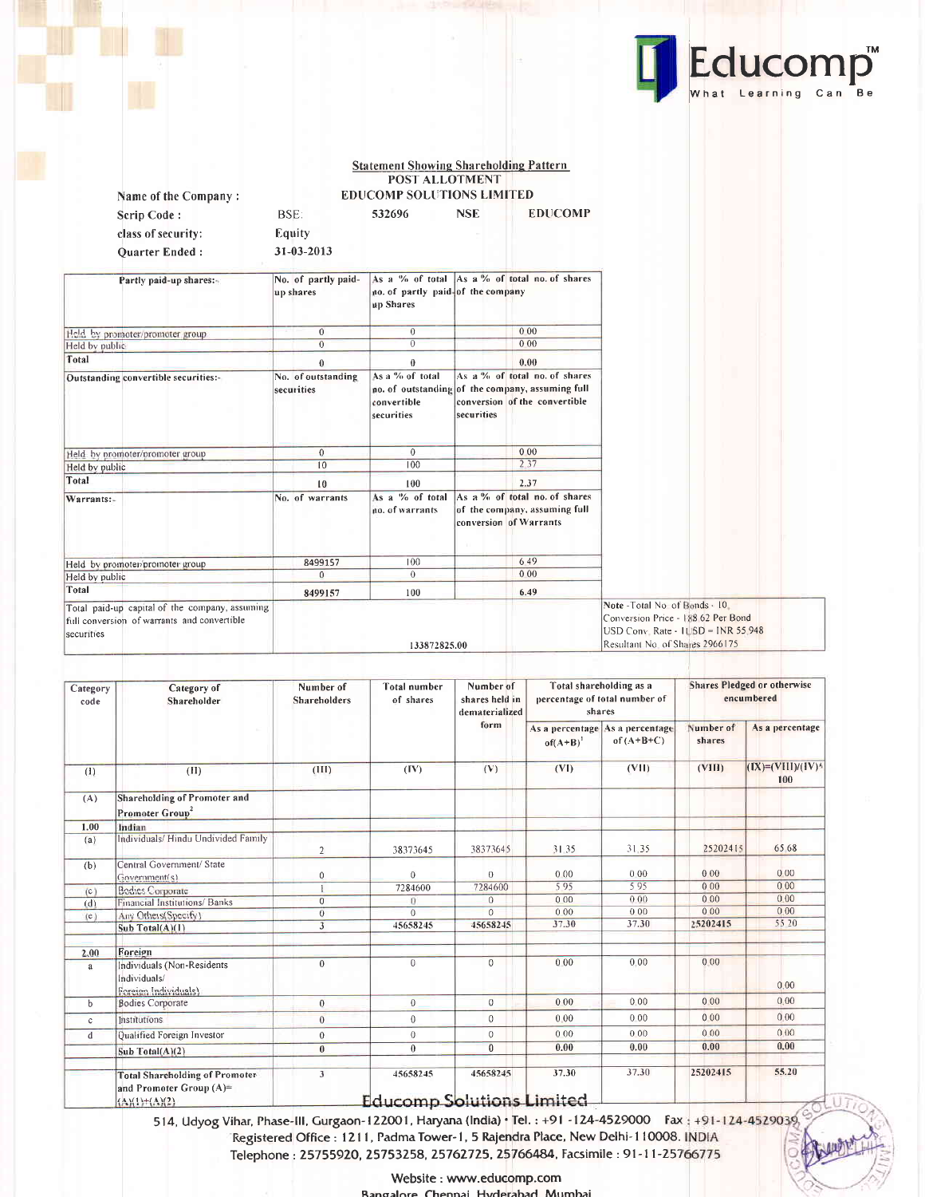## Statement Showing Shareholding Pattern

**POST ALLOTMENT**

| | | | | |
|---|---|---|---|---|
| Name of the Company : | | EDUCOMP SOLUTIONS LIMITED | | |
| Scrip Code : | BSE: | 532696 | NSE | EDUCOMP |
| class of security: | Equity | | | |
| Quarter Ended : | 31-03-2013 | | | |

| Partly paid-up shares:- | No. of partly paid-up shares | As a % of total no. of partly paid-up Shares | As a % of total no. of shares of the company |
|---|---|---|---|
| Held by promoter/promoter group | 0 | 0 | 0.00 |
| Held by public | 0 | 0 | 0.00 |
| Total | 0 | 0 | 0.00 |
| **Outstanding convertible securities:-** | **No. of outstanding securities** | **As a % of total no. of outstanding convertible securities** | **As a % of total no. of shares of the company, assuming full conversion of the convertible securities** |
| Held by promoter/promoter group | 0 | 0 | 0.00 |
| Held by public | 10 | 100 | 2.37 |
| Total | 10 | 100 | 2.37 |
| **Warrants:-** | **No. of warrants** | **As a % of total no. of warrants** | **As a % of total no. of shares of the company, assuming full conversion of Warrants** |
| Held by promoter/promoter group | 8499157 | 100 | 6.49 |
| Held by public | 0 | 0 | 0.00 |
| Total | 8499157 | 100 | 6.49 |
| Total paid-up capital of the company, assuming full conversion of warrants and convertible securities | 133872825.00 | | |

Note - Total No. of Bonds - 10,
Conversion Price - 188.62 Per Bond
USD Conv. Rate - 1 USD = INR 55.948
Resultant No. of Shares 2966175

| Category code | Category of Shareholder | Number of Shareholders | Total number of shares | Number of shares held in dematerialized form | Total shareholding as a percentage of total number of shares | | Shares Pledged or otherwise encumbered | |
|---|---|---|---|---|---|---|---|---|
| | | | | | As a percentage of(A+B)[1] | As a percentage of (A+B+C) | Number of shares | As a percentage |
| (I) | (II) | (III) | (IV) | (V) | (VI) | (VII) | (VIII) | (IX)=(VIII)/(IV)*100 |
| (A) | Shareholding of Promoter and Promoter Group[2] | | | | | | | |
| 1.00 | Indian | | | | | | | |
| (a) | Individuals/ Hindu Undivided Family | 2 | 38373645 | 38373645 | 31.35 | 31.35 | 25202415 | 65.68 |
| (b) | Central Government/ State Government(s) | 0 | 0 | 0 | 0.00 | 0.00 | 0.00 | 0.00 |
| (c) | Bodies Corporate | 1 | 7284600 | 7284600 | 5.95 | 5.95 | 0.00 | 0.00 |
| (d) | Financial Institutions/ Banks | 0 | 0 | 0 | 0.00 | 0.00 | 0.00 | 0.00 |
| (e) | Any Others(Specify) | 0 | 0 | 0 | 0.00 | 0.00 | 0.00 | 0.00 |
| | Sub Total(A)(1) | 3 | 45658245 | 45658245 | 37.30 | 37.30 | 25202415 | 55.20 |
| 2.00 | Foreign | | | | | | | |
| a | Individuals (Non-Residents Individuals/ Foreign Individuals) | 0 | 0 | 0 | 0.00 | 0.00 | 0.00 | 0.00 |
| b | Bodies Corporate | 0 | 0 | 0 | 0.00 | 0.00 | 0.00 | 0.00 |
| c | Institutions | 0 | 0 | 0 | 0.00 | 0.00 | 0.00 | 0.00 |
| d | Qualified Foreign Investor | 0 | 0 | 0 | 0.00 | 0.00 | 0.00 | 0.00 |
| | Sub Total(A)(2) | 0 | 0 | 0 | 0.00 | 0.00 | 0.00 | 0.00 |
| | Total Shareholding of Promoter and Promoter Group (A)= (A)(1)+(A)(2) | 3 | 45658245 | 45658245 | 37.30 | 37.30 | 25202415 | 55.20 |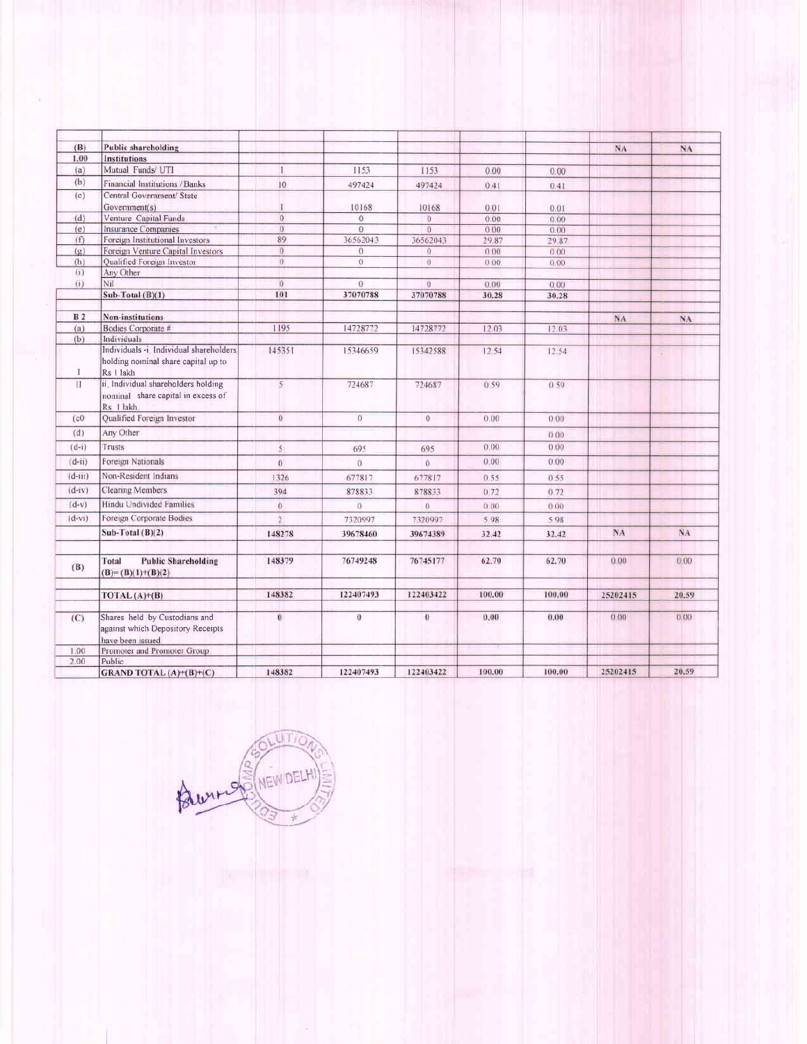| (B) | Public shareholding | | | | | | NA | NA |
|---|---|---|---|---|---|---|---|---|
| 1.00 | Institutions | | | | | | | |
| (a) | Mutual Funds/ UTI | 1 | 1153 | 1153 | 0.00 | 0.00 | | |
| (b) | Financial Institutions / Banks | 10 | 497424 | 497424 | 0.41 | 0.41 | | |
| (c) | Central Government/ State Government(s) | 1 | 10168 | 10168 | 0.01 | 0.01 | | |
| (d) | Venture Capital Funds | 0 | 0 | 0 | 0.00 | 0.00 | | |
| (e) | Insurance Companies | 0 | 0 | 0 | 0.00 | 0.00 | | |
| (f) | Foreign Institutional Investors | 89 | 36562043 | 36562043 | 29.87 | 29.87 | | |
| (g) | Foreign Venture Capital Investors | 0 | 0 | 0 | 0.00 | 0.00 | | |
| (h) | Qualified Foreign Investor | 0 | 0 | 0 | 0.00 | 0.00 | | |
| (i) | Any Other | | | | | | | |
| (i) | Nil | 0 | 0 | 0 | 0.00 | 0.00 | | |
| | Sub-Total (B)(1) | 101 | 37070788 | 37070788 | 30.28 | 30.28 | | |
| | | | | | | | | |
| B 2 | Non-institutions | | | | | | NA | NA |
| (a) | Bodies Corporate # | 1195 | 14728772 | 14728772 | 12.03 | 12.03 | | |
| (b) | Individuals | | | | | | | |
| I | Individuals -i. Individual shareholders holding nominal share capital up to Rs 1 lakh | 145351 | 15346659 | 15342588 | 12.54 | 12.54 | | |
| II | ii. Individual shareholders holding nominal share capital in excess of Rs. 1 lakh. | 5 | 724687 | 724687 | 0.59 | 0.59 | | |
| (c0 | Qualified Foreign Investor | 0 | 0 | 0 | 0.00 | 0.00 | | |
| (d) | Any Other | | | | | 0.00 | | |
| (d-i) | Trusts | 5 | 695 | 695 | 0.00 | 0.00 | | |
| (d-ii) | Foreign Nationals | 0 | 0 | 0 | 0.00 | 0.00 | | |
| (d-iii) | Non-Resident Indians | 1326 | 677817 | 677817 | 0.55 | 0.55 | | |
| (d-iv) | Clearing Members | 394 | 878833 | 878833 | 0.72 | 0.72 | | |
| (d-v) | Hindu Undivided Families | 0 | 0 | 0 | 0.00 | 0.00 | | |
| (d-vi) | Foreign Corporate Bodies | 2 | 7320997 | 7320997 | 5.98 | 5.98 | | |
| | Sub-Total (B)(2) | 148278 | 39678460 | 39674389 | 32.42 | 32.42 | NA | NA |
| | | | | | | | | |
| (B) | Total Public Shareholding (B)= (B)(1)+(B)(2) | 148379 | 76749248 | 76745177 | 62.70 | 62.70 | 0.00 | 0.00 |
| | | | | | | | | |
| | TOTAL (A)+(B) | 148382 | 122407493 | 122403422 | 100.00 | 100.00 | 25202415 | 20.59 |
| | | | | | | | | |
| (C) | Shares held by Custodians and against which Depository Receipts have been issued | 0 | 0 | 0 | 0.00 | 0.00 | 0.00 | 0.00 |
| 1.00 | Promoter and Promoter Group | | | | | | | |
| 2.00 | Public | | | | | | | |
| | GRAND TOTAL (A)+(B)+(C) | 148382 | 122407493 | 122403422 | 100.00 | 100.00 | 25202415 | 20.59 |

EDUCOMP SOLUTIONS LIMITED NEW DELHI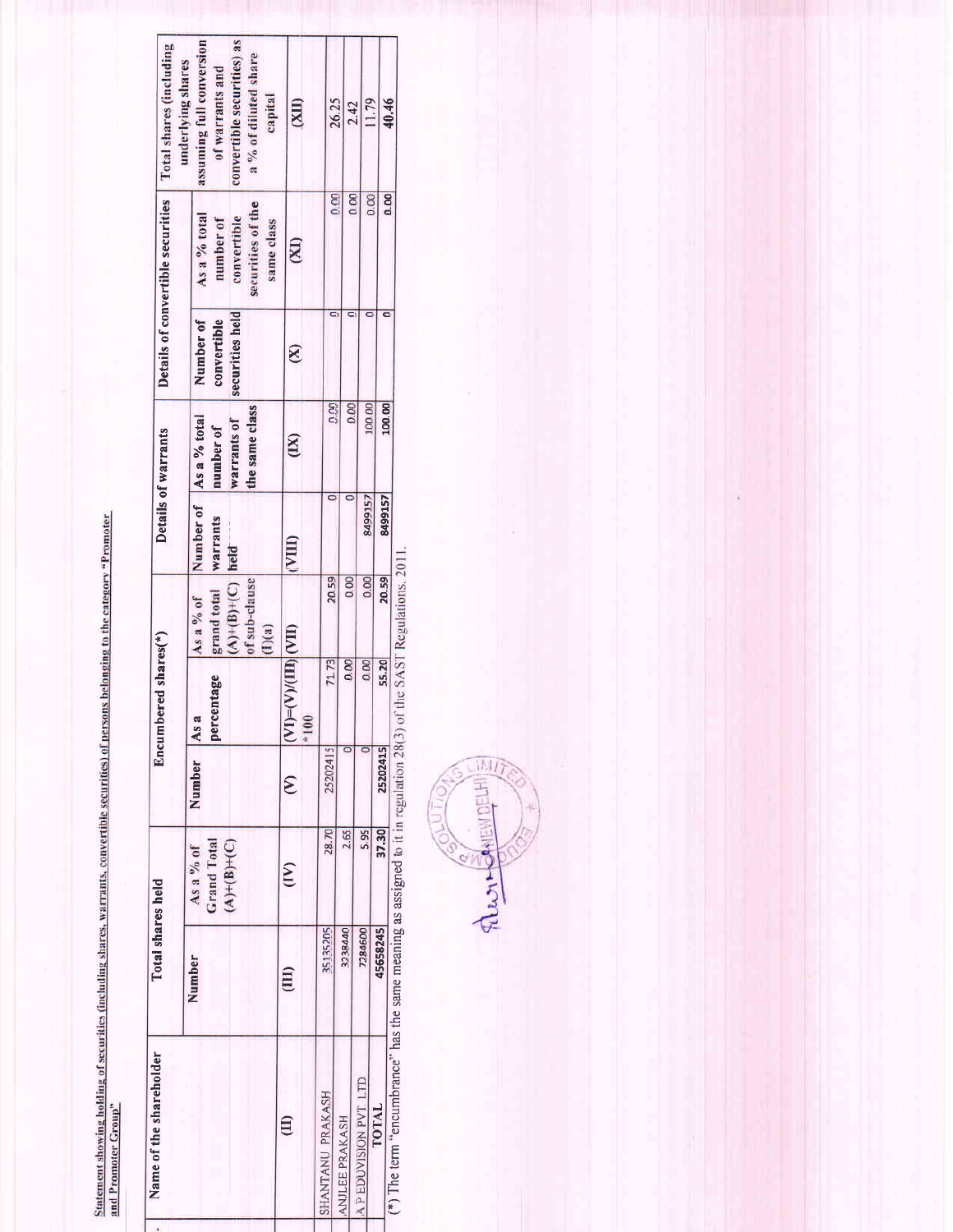Statement showing holding of securities (including shares, warrants, convertible securities) of persons belonging to the category "Promoter and Promoter Group"

| Name of the shareholder | Total shares held | | Encumbered shares(*) | | | Details of warrants | | Details of convertible securities | | Total shares (including underlying shares assuming full conversion of warrants and convertible securities) as a % of diluted share capital |
|---|---|---|---|---|---|---|---|---|---|---|
| | Number | As a % of Grand Total (A)+(B)+(C) | Number | As a percentage | As a % of grand total (A)+(B)+(C) of sub-clause (I)(a) | Number of warrants held | As a % total number of warrants of the same class | Number of convertible securities held | As a % total number of convertible securities of the same class | |
| (II) | (III) | (IV) | (V) | (VI)=(V)/(III)*100 | (VII) | (VIII) | (IX) | (X) | (XI) | (XII) |
| SHANTANU PRAKASH | 35135205 | 28.70 | 25202415 | 71.73 | 20.59 | 0 | 0.00 | 0 | 0.00 | 26.25 |
| ANJLEE PRAKASH | 3238440 | 2.65 | 0 | 0.00 | 0.00 | 0 | 0.00 | 0 | 0.00 | 2.42 |
| A P EDUVISION PVT LTD | 7284600 | 5.95 | 0 | 0.00 | 0.00 | 8499157 | 100.00 | 0 | 0.00 | 11.79 |
| TOTAL | 45658245 | 37.30 | 25202415 | 55.20 | 20.59 | 8499157 | 100.00 | 0 | 0.00 | 40.46 |

(*) The term "encumbrance" has the same meaning as assigned to it in regulation 28(3) of the SAST Regulations, 2011.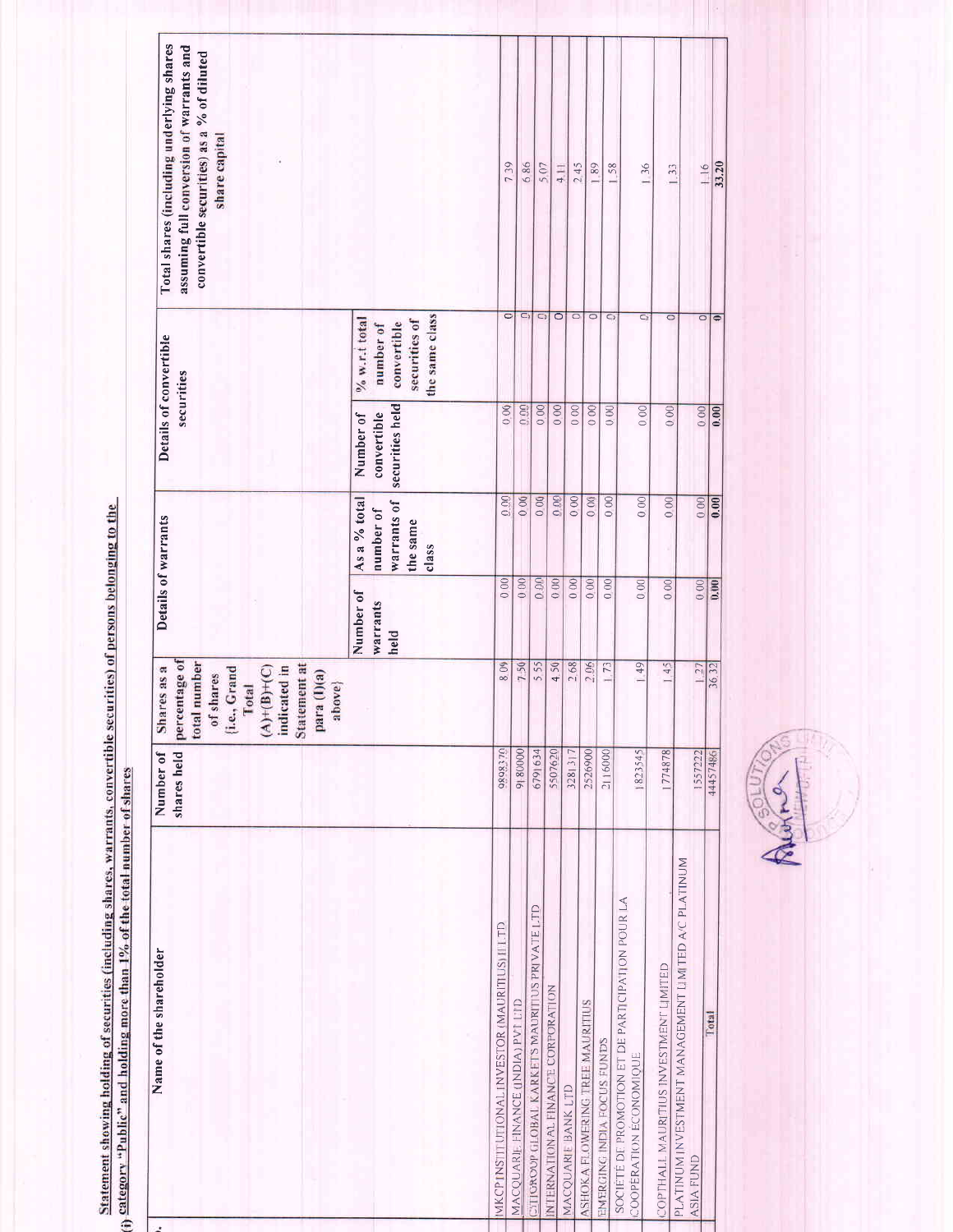**Statement showing holding of securities (including shares, warrants, convertible securities) of persons belonging to the category "Public" and holding more than 1% of the total number of shares**

(i)

| Sr. No. | Name of the shareholder | Number of shares held | Shares as a percentage of total number of shares {i.e., Grand Total (A)+(B)+(C) indicated in Statement at para (I)(a) above} | Details of warrants | | Details of convertible securities | | Total shares (including underlying shares assuming full conversion of warrants and convertible securities) as a % of diluted share capital |
|---|---|---|---|---|---|---|---|---|
| | | | | Number of warrants held | As a % total number of warrants of the same class | Number of convertible securities held | % w.r.t total number of convertible securities of the same class | |
| | MKCP INSTITUTIONAL INVESTOR (MAURITIUS) II LTD | 9893370 | 8.09 | 0.00 | 0.00 | 0.00 | 0 | 7.39 |
| | MACQUARIE FINANCE (INDIA) PVT LTD | 9180000 | 7.50 | 0.00 | 0.00 | 0.00 | 0 | 6.86 |
| | CITIGROUP GLOBAL MARKETS MAURITIUS PRIVATE LTD | 6791634 | 5.55 | 0.00 | 0.00 | 0.00 | 0 | 5.07 |
| | INTERNATIONAL FINANCE CORPORATION | 5507620 | 4.50 | 0.00 | 0.00 | 0.00 | 0 | 4.11 |
| | MACQUARIE BANK LTD | 3281317 | 2.68 | 0.00 | 0.00 | 0.00 | 0 | 2.45 |
| | ASHOKA FLOWERING TREE MAURITIUS | 2526900 | 2.06 | 0.00 | 0.00 | 0.00 | 0 | 1.89 |
| | EMERGING INDIA FOCUS FUNDS | 2116000 | 1.73 | 0.00 | 0.00 | 0.00 | 0 | 1.58 |
| | SOCIETE DE PROMOTION ET DE PARTICIPATION POUR LA COOPERATION ECONOMIQUE | 1823545 | 1.49 | 0.00 | 0.00 | 0.00 | 0 | 1.36 |
| | COPTHALL MAURITIUS INVESTMENT LIMITED | 1774878 | 1.45 | 0.00 | 0.00 | 0.00 | 0 | 1.33 |
| | PLATINUM INVESTMENT MANAGEMENT LIMITED A/C PLATINUM ASIA FUND | 1557222 | 1.27 | 0.00 | 0.00 | 0.00 | 0 | 1.16 |
| | **Total** | **44457486** | **36.32** | **0.00** | **0.00** | **0.00** | **0** | **33.20** |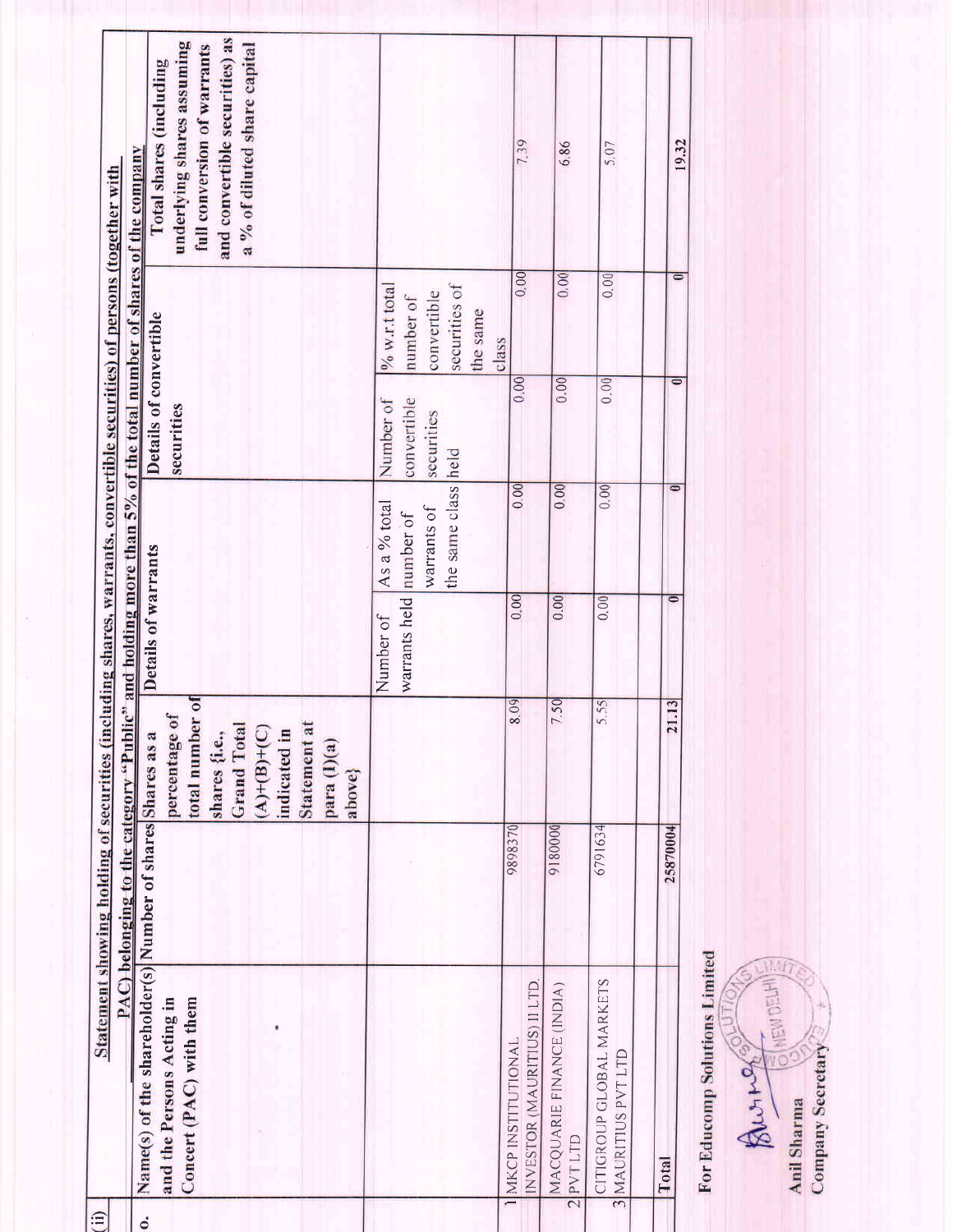(ii) **Statement showing holding of securities (including shares, warrants, convertible securities) of persons (together with PAC) belonging to the category "Public" and holding more than 5% of the total number of shares of the company**

| Sr. No. | Name(s) of the shareholder(s) and the Persons Acting in Concert (PAC) with them | Number of shares | Shares as a percentage of total number of shares {i.e., Grand Total (A)+(B)+(C) indicated in Statement at para (I)(a) above} | Details of warrants | | Details of convertible securities | | Total shares (including underlying shares assuming full conversion of warrants and convertible securities) as a % of diluted share capital |
|---|---|---|---|---|---|---|---|---|
| | | | | Number of warrants held | As a % total number of warrants of the same class | Number of convertible securities held | % w.r.t total number of convertible securities of the same class | |
| 1 | MKCP INSTITUTIONAL INVESTOR (MAURITIUS) II LTD. | 9898370 | 8.09 | 0.00 | 0.00 | 0.00 | 0.00 | 7.39 |
| 2 | MACQUARIE FINANCE (INDIA) PVT LTD | 9180000 | 7.50 | 0.00 | 0.00 | 0.00 | 0.00 | 6.86 |
| 3 | CITIGROUP GLOBAL MARKETS MAURITIUS PVT LTD | 6791634 | 5.55 | 0.00 | 0.00 | 0.00 | 0.00 | 5.07 |
| | | | | | | | | |
| **Total** | | **25870004** | **21.13** | **0** | **0** | **0** | **0** | **19.32** |

**For Educomp Solutions Limited**

**Anil Sharma**
**Company Secretary**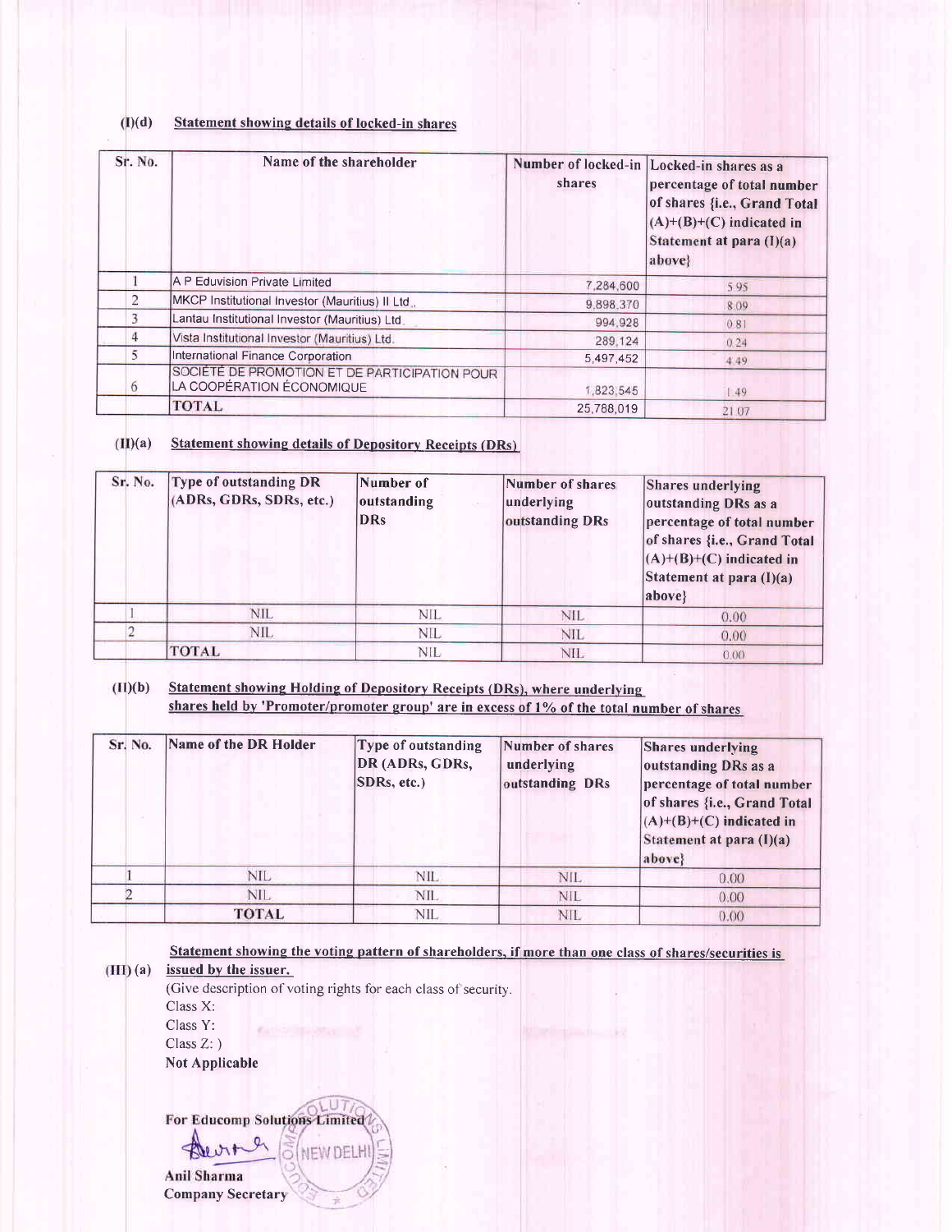**(I)(d) Statement showing details of locked-in shares**

| Sr. No. | Name of the shareholder | Number of locked-in shares | Locked-in shares as a percentage of total number of shares {i.e., Grand Total (A)+(B)+(C) indicated in Statement at para (I)(a) above} |
|---|---|---|---|
| 1 | A P Eduvision Private Limited | 7,284,600 | 5.95 |
| 2 | MKCP Institutional Investor (Mauritius) II Ltd., | 9,898,370 | 8.09 |
| 3 | Lantau Institutional Investor (Mauritius) Ltd. | 994,928 | 0.81 |
| 4 | Vista Institutional Investor (Mauritius) Ltd. | 289,124 | 0.24 |
| 5 | International Finance Corporation | 5,497,452 | 4.49 |
| 6 | SOCIÉTÉ DE PROMOTION ET DE PARTICIPATION POUR LA COOPÉRATION ÉCONOMIQUE | 1,823,545 | 1.49 |
| | TOTAL | 25,788,019 | 21.07 |

**(II)(a) Statement showing details of Depository Receipts (DRs)**

| Sr. No. | Type of outstanding DR (ADRs, GDRs, SDRs, etc.) | Number of outstanding DRs | Number of shares underlying outstanding DRs | Shares underlying outstanding DRs as a percentage of total number of shares {i.e., Grand Total (A)+(B)+(C) indicated in Statement at para (I)(a) above} |
|---|---|---|---|---|
| 1 | NIL | NIL | NIL | 0.00 |
| 2 | NIL | NIL | NIL | 0.00 |
| | TOTAL | NIL | NIL | 0.00 |

**(II)(b) Statement showing Holding of Depository Receipts (DRs), where underlying shares held by 'Promoter/promoter group' are in excess of 1% of the total number of shares**

| Sr. No. | Name of the DR Holder | Type of outstanding DR (ADRs, GDRs, SDRs, etc.) | Number of shares underlying outstanding DRs | Shares underlying outstanding DRs as a percentage of total number of shares {i.e., Grand Total (A)+(B)+(C) indicated in Statement at para (I)(a) above} |
|---|---|---|---|---|
| 1 | NIL | NIL | NIL | 0.00 |
| 2 | NIL | NIL | NIL | 0.00 |
| | TOTAL | NIL | NIL | 0.00 |

**(III) (a) Statement showing the voting pattern of shareholders, if more than one class of shares/securities is issued by the issuer.**

(Give description of voting rights for each class of security.
Class X:
Class Y:
Class Z: )

**Not Applicable**

**For Educomp Solutions Limited**

**Anil Sharma**
**Company Secretary**